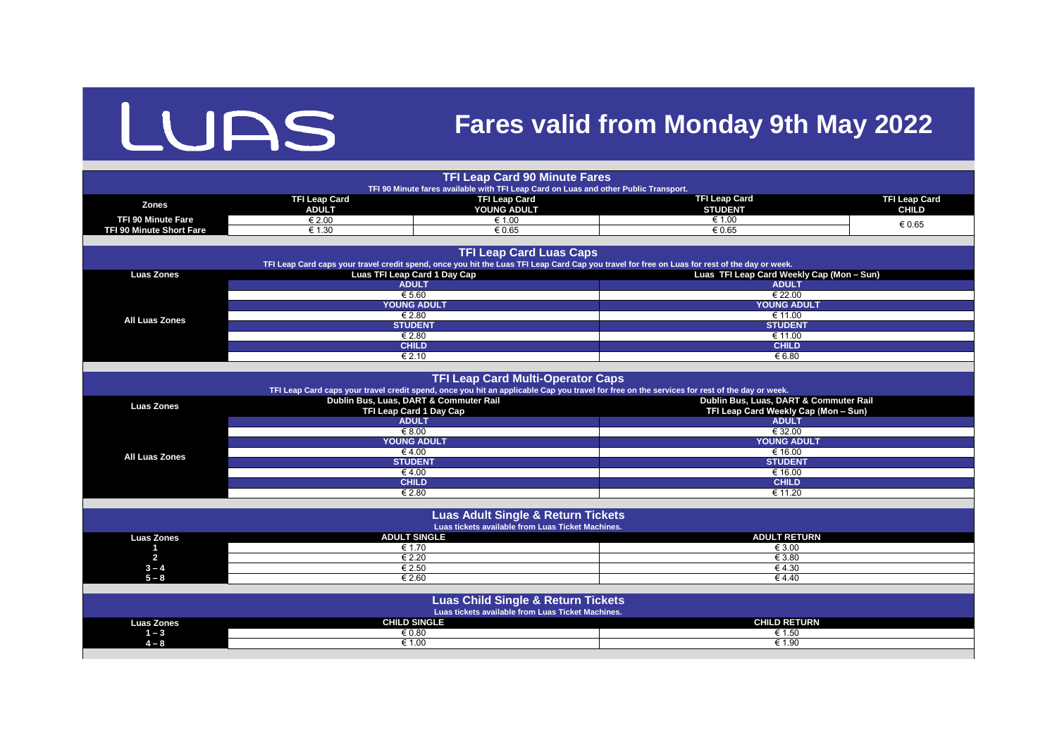# LUAS

# Fares valid from Monday 9th May 2022

## TFI Leap Card 90 Minute Fares

TFI 90 Minute fares available with TFI Leap Card on Luas and other Public Transport.

| Zones | TFI Leap Card ADULT | TFI Leap Card YOUNG ADULT | TFI Leap Card STUDENT | TFI Leap Card CHILD |
|---|---|---|---|---|
| TFI 90 Minute Fare | € 2.00 | € 1.00 | € 1.00 | € 0.65 |
| TFI 90 Minute Short Fare | € 1.30 | € 0.65 | € 0.65 | |

## TFI Leap Card Luas Caps

TFI Leap Card caps your travel credit spend, once you hit the Luas TFI Leap Card Cap you travel for free on Luas for rest of the day or week.

| Luas Zones | Luas TFI Leap Card 1 Day Cap | Luas TFI Leap Card Weekly Cap (Mon – Sun) |
|---|---|---|
| | ADULT | ADULT |
| All Luas Zones | € 5.60 | € 22.00 |
| | YOUNG ADULT | YOUNG ADULT |
| All Luas Zones | € 2.80 | € 11.00 |
| | STUDENT | STUDENT |
| All Luas Zones | € 2.80 | € 11.00 |
| | CHILD | CHILD |
| All Luas Zones | € 2.10 | € 6.80 |

## TFI Leap Card Multi-Operator Caps

TFI Leap Card caps your travel credit spend, once you hit an applicable Cap you travel for free on the services for rest of the day or week.

| Luas Zones | Dublin Bus, Luas, DART & Commuter Rail TFI Leap Card 1 Day Cap | Dublin Bus, Luas, DART & Commuter Rail TFI Leap Card Weekly Cap (Mon – Sun) |
|---|---|---|
| | ADULT | ADULT |
| All Luas Zones | € 8.00 | € 32.00 |
| | YOUNG ADULT | YOUNG ADULT |
| All Luas Zones | € 4.00 | € 16.00 |
| | STUDENT | STUDENT |
| All Luas Zones | € 4.00 | € 16.00 |
| | CHILD | CHILD |
| All Luas Zones | € 2.80 | € 11.20 |

## Luas Adult Single & Return Tickets

Luas tickets available from Luas Ticket Machines.

| Luas Zones | ADULT SINGLE | ADULT RETURN |
|---|---|---|
| 1 | € 1.70 | € 3.00 |
| 2 | € 2.20 | € 3.80 |
| 3 – 4 | € 2.50 | € 4.30 |
| 5 – 8 | € 2.60 | € 4.40 |

## Luas Child Single & Return Tickets

Luas tickets available from Luas Ticket Machines.

| Luas Zones | CHILD SINGLE | CHILD RETURN |
|---|---|---|
| 1 – 3 | € 0.80 | € 1.50 |
| 4 – 8 | € 1.00 | € 1.90 |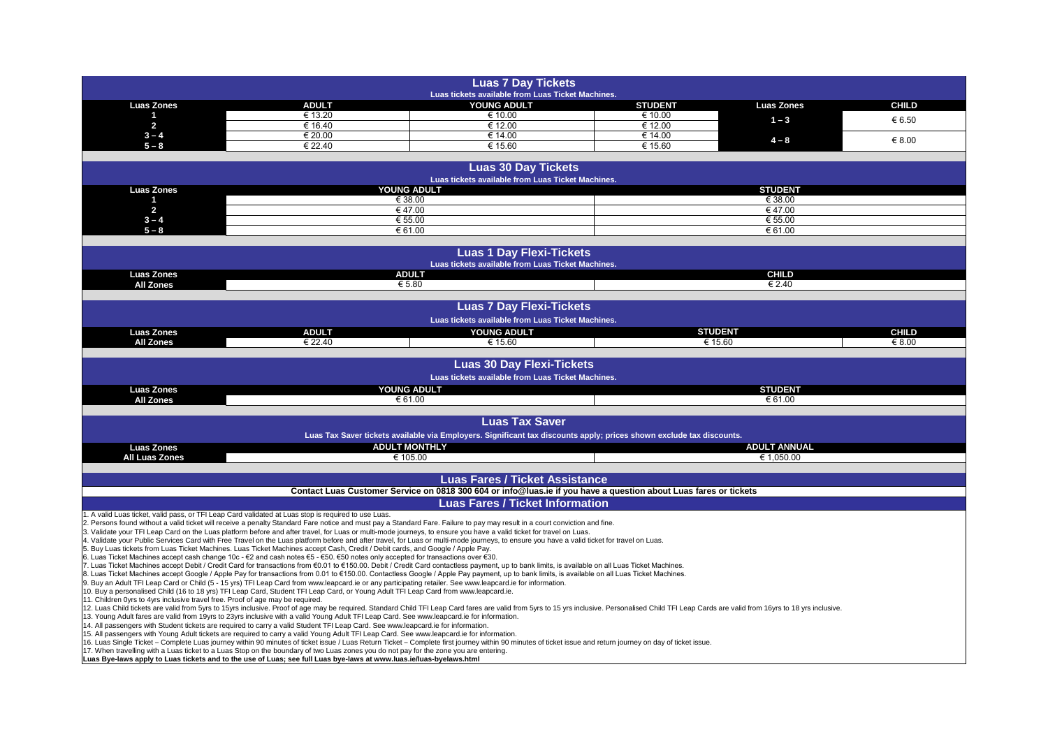## Luas 7 Day Tickets

Luas tickets available from Luas Ticket Machines.

| Luas Zones | ADULT | YOUNG ADULT | STUDENT | Luas Zones | CHILD |
|---|---|---|---|---|---|
| 1 | € 13.20 | € 10.00 | € 10.00 | 1 – 3 | € 6.50 |
| 2 | € 16.40 | € 12.00 | € 12.00 | | |
| 3 – 4 | € 20.00 | € 14.00 | € 14.00 | 4 – 8 | € 8.00 |
| 5 – 8 | € 22.40 | € 15.60 | € 15.60 | | |

## Luas 30 Day Tickets

Luas tickets available from Luas Ticket Machines.

| Luas Zones | YOUNG ADULT | STUDENT |
|---|---|---|
| 1 | € 38.00 | € 38.00 |
| 2 | € 47.00 | € 47.00 |
| 3 – 4 | € 55.00 | € 55.00 |
| 5 – 8 | € 61.00 | € 61.00 |

## Luas 1 Day Flexi-Tickets

Luas tickets available from Luas Ticket Machines.

| Luas Zones | ADULT | CHILD |
|---|---|---|
| All Zones | € 5.80 | € 2.40 |

## Luas 7 Day Flexi-Tickets

Luas tickets available from Luas Ticket Machines.

| Luas Zones | ADULT | YOUNG ADULT | STUDENT | CHILD |
|---|---|---|---|---|
| All Zones | € 22.40 | € 15.60 | € 15.60 | € 8.00 |

## Luas 30 Day Flexi-Tickets

Luas tickets available from Luas Ticket Machines.

| Luas Zones | YOUNG ADULT | STUDENT |
|---|---|---|
| All Zones | € 61.00 | € 61.00 |

## Luas Tax Saver

Luas Tax Saver tickets available via Employers. Significant tax discounts apply; prices shown exclude tax discounts.

| Luas Zones | ADULT MONTHLY | ADULT ANNUAL |
|---|---|---|
| All Luas Zones | € 105.00 | € 1,050.00 |

## Luas Fares / Ticket Assistance

**Contact Luas Customer Service on 0818 300 604 or info@luas.ie if you have a question about Luas fares or tickets**

## Luas Fares / Ticket Information

1. A valid Luas ticket, valid pass, or TFI Leap Card validated at Luas stop is required to use Luas.
2. Persons found without a valid ticket will receive a penalty Standard Fare notice and must pay a Standard Fare. Failure to pay may result in a court conviction and fine.
3. Validate your TFI Leap Card on the Luas platform before and after travel, for Luas or multi-mode journeys, to ensure you have a valid ticket for travel on Luas.
4. Validate your Public Services Card with Free Travel on the Luas platform before and after travel, for Luas or multi-mode journeys, to ensure you have a valid ticket for travel on Luas.
5. Buy Luas tickets from Luas Ticket Machines. Luas Ticket Machines accept Cash, Credit / Debit cards, and Google / Apple Pay.
6. Luas Ticket Machines accept cash change 10c - €2 and cash notes €5 - €50. €50 notes only accepted for transactions over €30.
7. Luas Ticket Machines accept Debit / Credit Card for transactions from €0.01 to €150.00. Debit / Credit Card contactless payment, up to bank limits, is available on all Luas Ticket Machines.
8. Luas Ticket Machines accept Google / Apple Pay for transactions from 0.01 to €150.00. Contactless Google / Apple Pay payment, up to bank limits, is available on all Luas Ticket Machines.
9. Buy an Adult TFI Leap Card or Child (5 - 15 yrs) TFI Leap Card from www.leapcard.ie or any participating retailer. See www.leapcard.ie for information.
10. Buy a personalised Child (16 to 18 yrs) TFI Leap Card, Student TFI Leap Card, or Young Adult TFI Leap Card from www.leapcard.ie.
11. Children 0yrs to 4yrs inclusive travel free. Proof of age may be required.
12. Luas Child tickets are valid from 5yrs to 15yrs inclusive. Proof of age may be required. Standard Child TFI Leap Card fares are valid from 5yrs to 15 yrs inclusive. Personalised Child TFI Leap Cards are valid from 16yrs to 18 yrs inclusive.
13. Young Adult fares are valid from 19yrs to 23yrs inclusive with a valid Young Adult TFI Leap Card. See www.leapcard.ie for information.
14. All passengers with Student tickets are required to carry a valid Student TFI Leap Card. See www.leapcard.ie for information.
15. All passengers with Young Adult tickets are required to carry a valid Young Adult TFI Leap Card. See www.leapcard.ie for information.
16. Luas Single Ticket – Complete Luas journey within 90 minutes of ticket issue / Luas Return Ticket – Complete first journey within 90 minutes of ticket issue and return journey on day of ticket issue.
17. When travelling with a Luas ticket to a Luas Stop on the boundary of two Luas zones you do not pay for the zone you are entering.

**Luas Bye-laws apply to Luas tickets and to the use of Luas; see full Luas bye-laws at www.luas.ie/luas-byelaws.html**